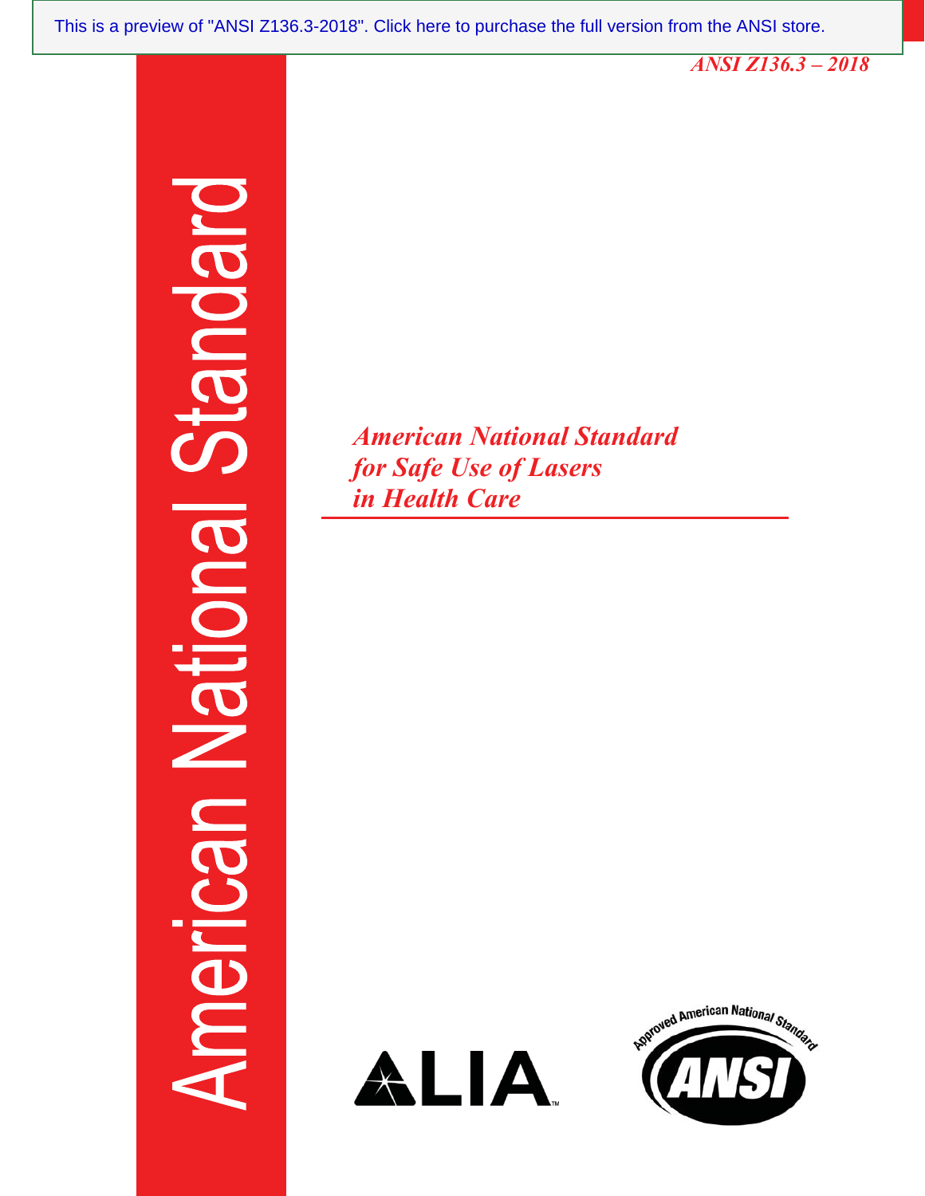This is a preview of "ANSI Z136.3-2018". Click here to purchase the full version from the ANSI store.

*ANSI Z136.3 – 2018*

American National Standard

# *American National Standard for Safe Use of Lasers in Health Care*

LIA

Approved American National Standard

ANSI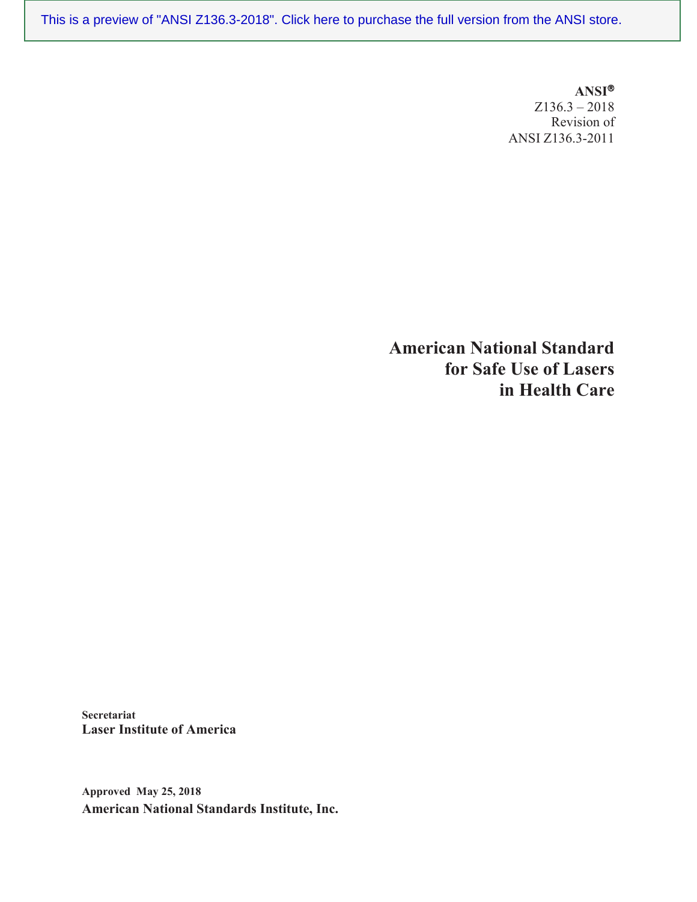This is a preview of "ANSI Z136.3-2018". Click here to purchase the full version from the ANSI store.

**ANSI®**
Z136.3 – 2018
Revision of
ANSI Z136.3-2011

# American National Standard for Safe Use of Lasers in Health Care

**Secretariat**
**Laser Institute of America**

**Approved May 25, 2018**
**American National Standards Institute, Inc.**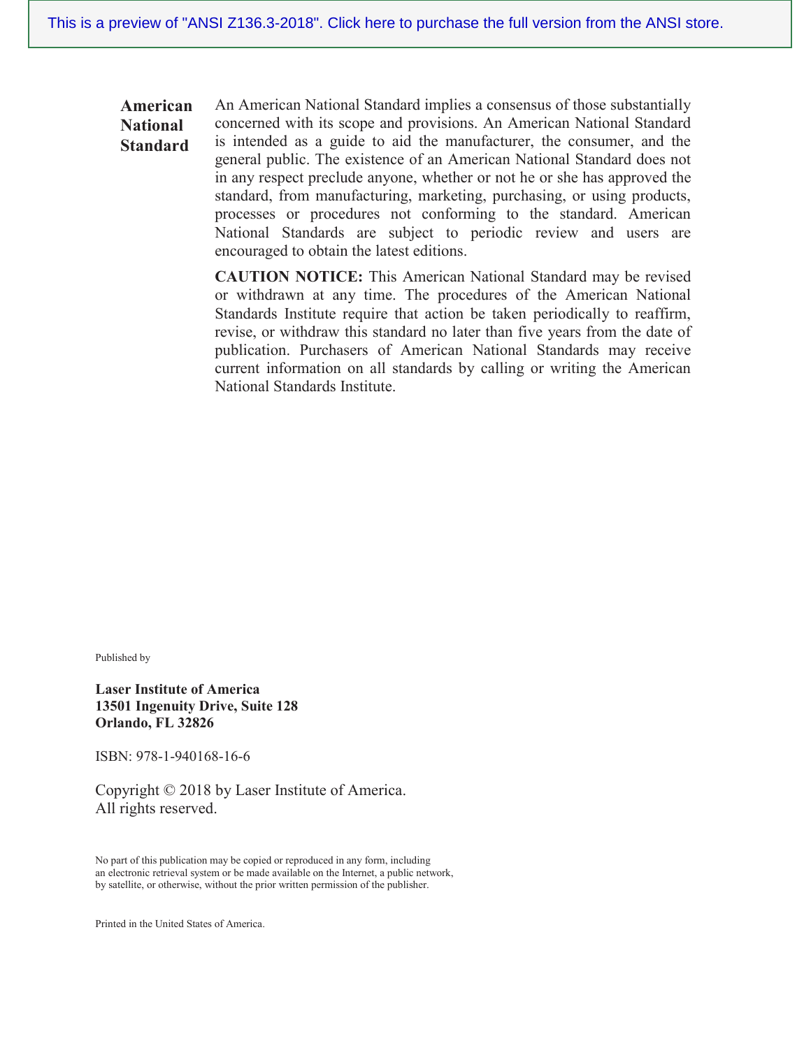**American National Standard**

An American National Standard implies a consensus of those substantially concerned with its scope and provisions. An American National Standard is intended as a guide to aid the manufacturer, the consumer, and the general public. The existence of an American National Standard does not in any respect preclude anyone, whether or not he or she has approved the standard, from manufacturing, marketing, purchasing, or using products, processes or procedures not conforming to the standard. American National Standards are subject to periodic review and users are encouraged to obtain the latest editions.

**CAUTION NOTICE:** This American National Standard may be revised or withdrawn at any time. The procedures of the American National Standards Institute require that action be taken periodically to reaffirm, revise, or withdraw this standard no later than five years from the date of publication. Purchasers of American National Standards may receive current information on all standards by calling or writing the American National Standards Institute.

Published by

**Laser Institute of America**
**13501 Ingenuity Drive, Suite 128**
**Orlando, FL 32826**

ISBN: 978-1-940168-16-6

Copyright © 2018 by Laser Institute of America.
All rights reserved.

No part of this publication may be copied or reproduced in any form, including an electronic retrieval system or be made available on the Internet, a public network, by satellite, or otherwise, without the prior written permission of the publisher.

Printed in the United States of America.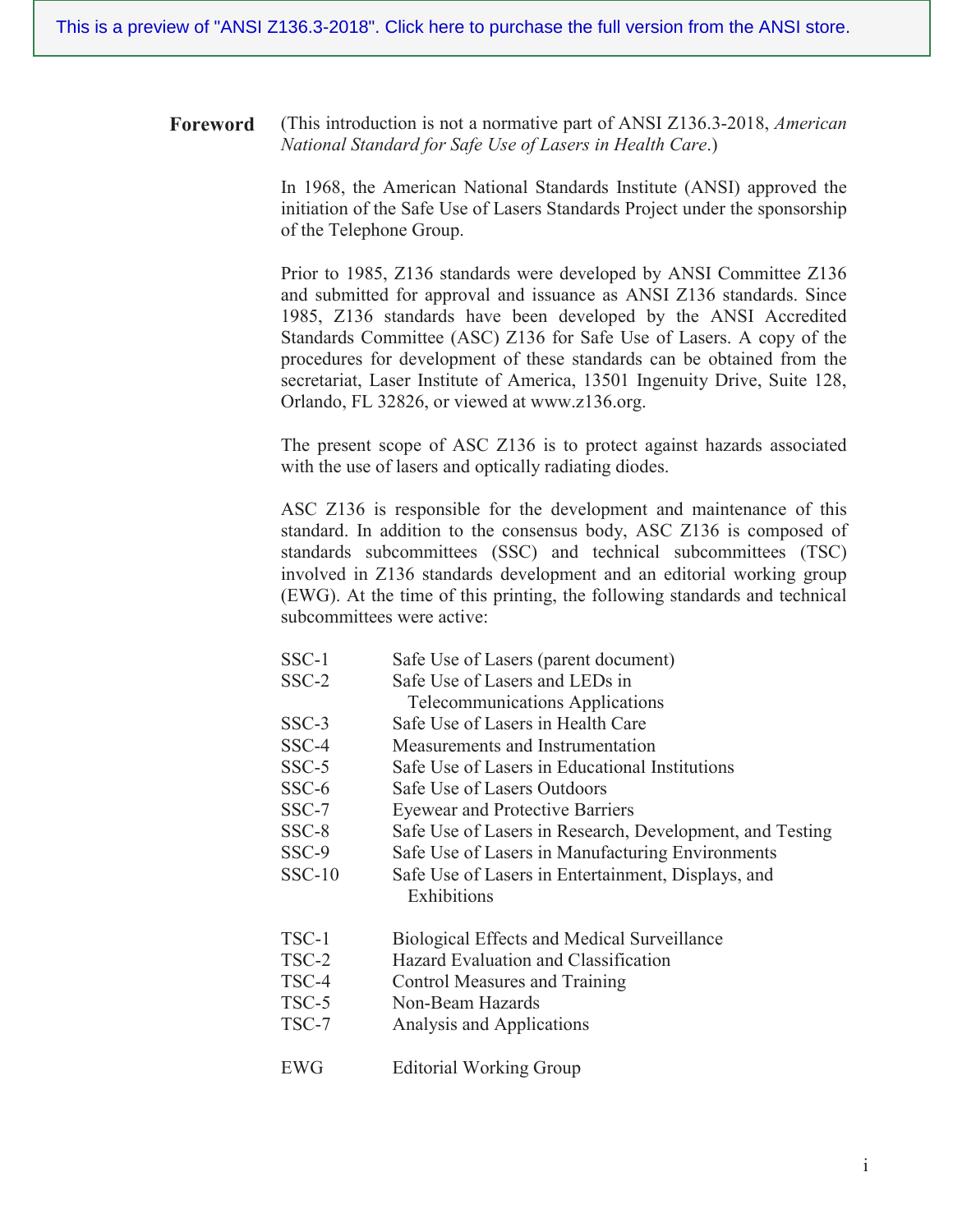This is a preview of "ANSI Z136.3-2018". Click here to purchase the full version from the ANSI store.

## Foreword

(This introduction is not a normative part of ANSI Z136.3-2018, *American National Standard for Safe Use of Lasers in Health Care*.)

In 1968, the American National Standards Institute (ANSI) approved the initiation of the Safe Use of Lasers Standards Project under the sponsorship of the Telephone Group.

Prior to 1985, Z136 standards were developed by ANSI Committee Z136 and submitted for approval and issuance as ANSI Z136 standards. Since 1985, Z136 standards have been developed by the ANSI Accredited Standards Committee (ASC) Z136 for Safe Use of Lasers. A copy of the procedures for development of these standards can be obtained from the secretariat, Laser Institute of America, 13501 Ingenuity Drive, Suite 128, Orlando, FL 32826, or viewed at www.z136.org.

The present scope of ASC Z136 is to protect against hazards associated with the use of lasers and optically radiating diodes.

ASC Z136 is responsible for the development and maintenance of this standard. In addition to the consensus body, ASC Z136 is composed of standards subcommittees (SSC) and technical subcommittees (TSC) involved in Z136 standards development and an editorial working group (EWG). At the time of this printing, the following standards and technical subcommittees were active:

| | |
|---|---|
| SSC-1 | Safe Use of Lasers (parent document) |
| SSC-2 | Safe Use of Lasers and LEDs in Telecommunications Applications |
| SSC-3 | Safe Use of Lasers in Health Care |
| SSC-4 | Measurements and Instrumentation |
| SSC-5 | Safe Use of Lasers in Educational Institutions |
| SSC-6 | Safe Use of Lasers Outdoors |
| SSC-7 | Eyewear and Protective Barriers |
| SSC-8 | Safe Use of Lasers in Research, Development, and Testing |
| SSC-9 | Safe Use of Lasers in Manufacturing Environments |
| SSC-10 | Safe Use of Lasers in Entertainment, Displays, and Exhibitions |

| | |
|---|---|
| TSC-1 | Biological Effects and Medical Surveillance |
| TSC-2 | Hazard Evaluation and Classification |
| TSC-4 | Control Measures and Training |
| TSC-5 | Non-Beam Hazards |
| TSC-7 | Analysis and Applications |

| | |
|---|---|
| EWG | Editorial Working Group |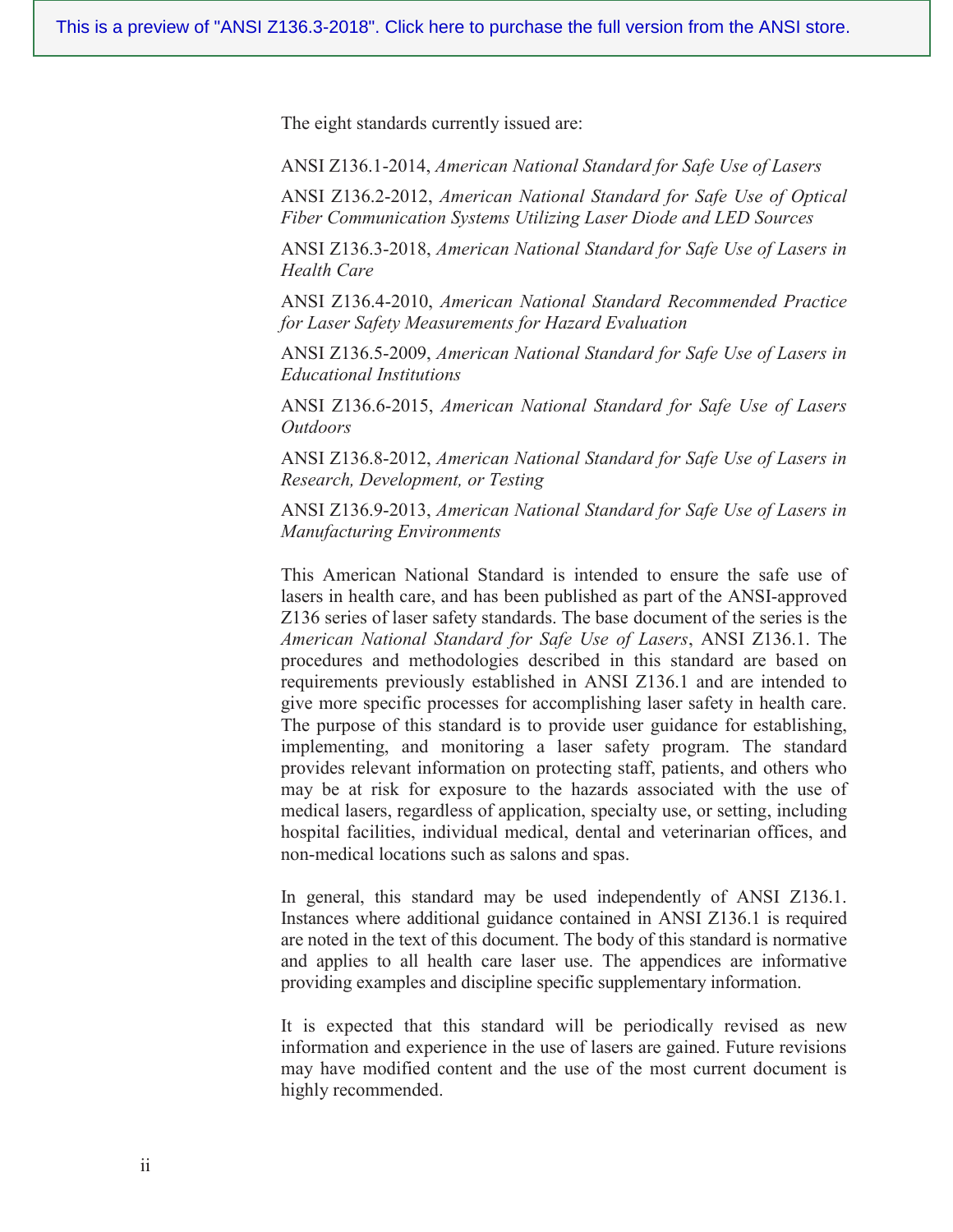The eight standards currently issued are:

ANSI Z136.1-2014, *American National Standard for Safe Use of Lasers*

ANSI Z136.2-2012, *American National Standard for Safe Use of Optical Fiber Communication Systems Utilizing Laser Diode and LED Sources*

ANSI Z136.3-2018, *American National Standard for Safe Use of Lasers in Health Care*

ANSI Z136.4-2010, *American National Standard Recommended Practice for Laser Safety Measurements for Hazard Evaluation*

ANSI Z136.5-2009, *American National Standard for Safe Use of Lasers in Educational Institutions*

ANSI Z136.6-2015, *American National Standard for Safe Use of Lasers Outdoors*

ANSI Z136.8-2012, *American National Standard for Safe Use of Lasers in Research, Development, or Testing*

ANSI Z136.9-2013, *American National Standard for Safe Use of Lasers in Manufacturing Environments*

This American National Standard is intended to ensure the safe use of lasers in health care, and has been published as part of the ANSI-approved Z136 series of laser safety standards. The base document of the series is the *American National Standard for Safe Use of Lasers*, ANSI Z136.1. The procedures and methodologies described in this standard are based on requirements previously established in ANSI Z136.1 and are intended to give more specific processes for accomplishing laser safety in health care. The purpose of this standard is to provide user guidance for establishing, implementing, and monitoring a laser safety program. The standard provides relevant information on protecting staff, patients, and others who may be at risk for exposure to the hazards associated with the use of medical lasers, regardless of application, specialty use, or setting, including hospital facilities, individual medical, dental and veterinarian offices, and non-medical locations such as salons and spas.

In general, this standard may be used independently of ANSI Z136.1. Instances where additional guidance contained in ANSI Z136.1 is required are noted in the text of this document. The body of this standard is normative and applies to all health care laser use. The appendices are informative providing examples and discipline specific supplementary information.

It is expected that this standard will be periodically revised as new information and experience in the use of lasers are gained. Future revisions may have modified content and the use of the most current document is highly recommended.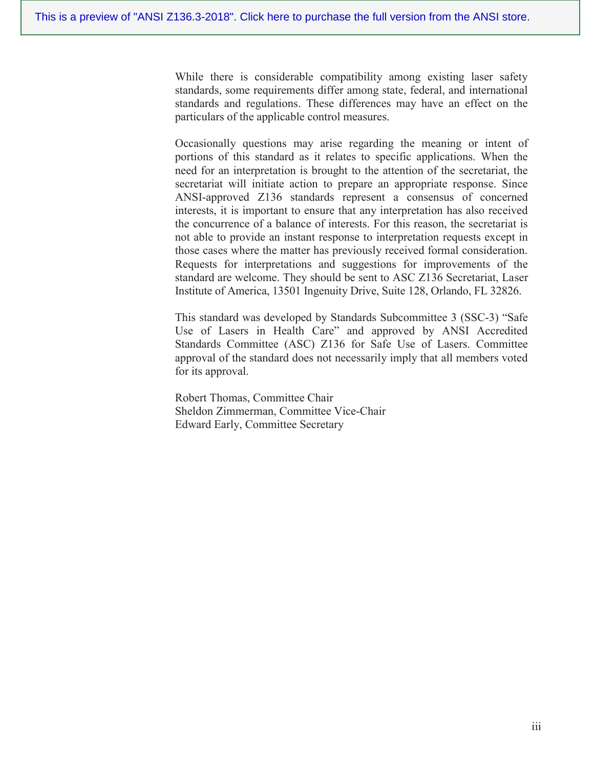While there is considerable compatibility among existing laser safety standards, some requirements differ among state, federal, and international standards and regulations. These differences may have an effect on the particulars of the applicable control measures.

Occasionally questions may arise regarding the meaning or intent of portions of this standard as it relates to specific applications. When the need for an interpretation is brought to the attention of the secretariat, the secretariat will initiate action to prepare an appropriate response. Since ANSI-approved Z136 standards represent a consensus of concerned interests, it is important to ensure that any interpretation has also received the concurrence of a balance of interests. For this reason, the secretariat is not able to provide an instant response to interpretation requests except in those cases where the matter has previously received formal consideration. Requests for interpretations and suggestions for improvements of the standard are welcome. They should be sent to ASC Z136 Secretariat, Laser Institute of America, 13501 Ingenuity Drive, Suite 128, Orlando, FL 32826.

This standard was developed by Standards Subcommittee 3 (SSC-3) "Safe Use of Lasers in Health Care" and approved by ANSI Accredited Standards Committee (ASC) Z136 for Safe Use of Lasers. Committee approval of the standard does not necessarily imply that all members voted for its approval.

Robert Thomas, Committee Chair
Sheldon Zimmerman, Committee Vice-Chair
Edward Early, Committee Secretary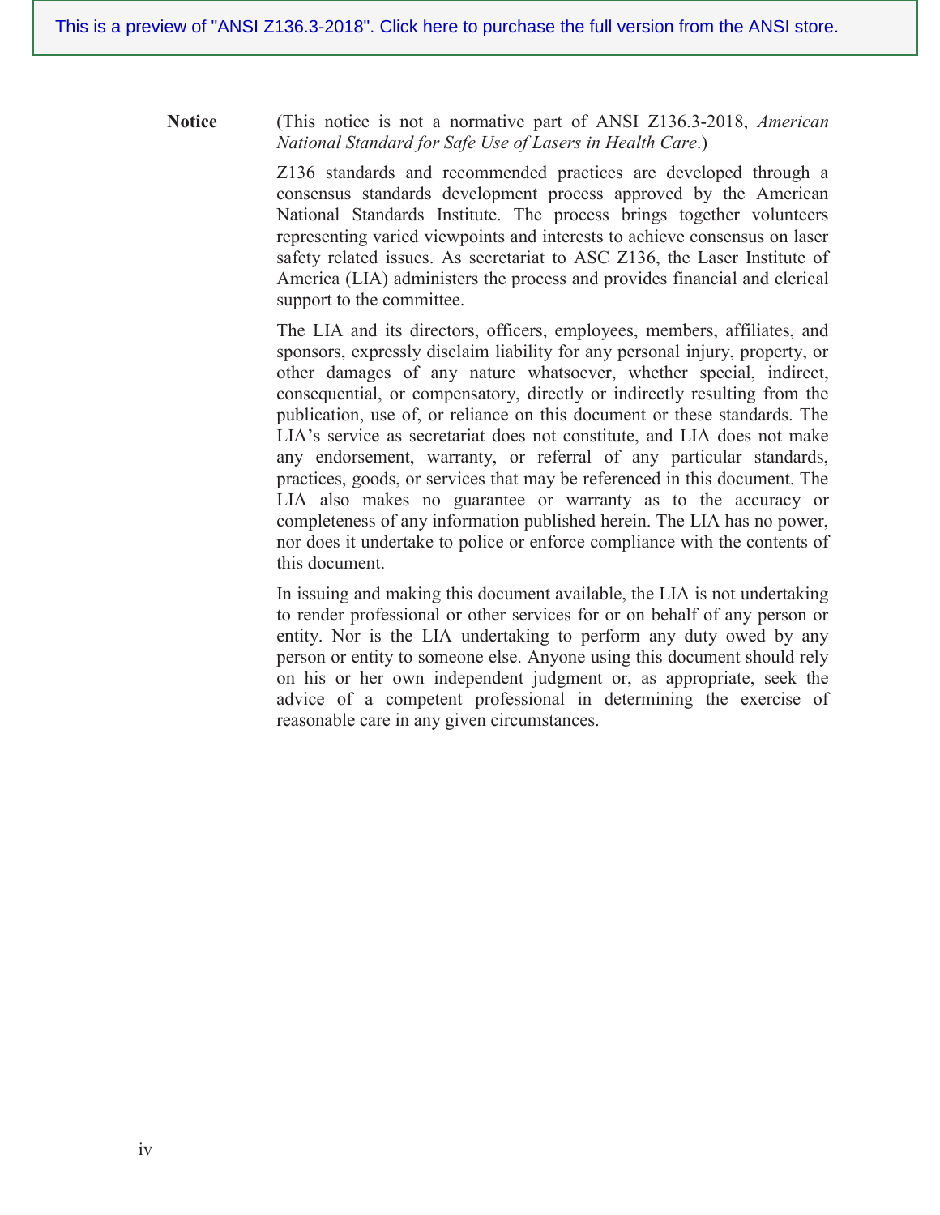**Notice** (This notice is not a normative part of ANSI Z136.3-2018, *American National Standard for Safe Use of Lasers in Health Care*.)

Z136 standards and recommended practices are developed through a consensus standards development process approved by the American National Standards Institute. The process brings together volunteers representing varied viewpoints and interests to achieve consensus on laser safety related issues. As secretariat to ASC Z136, the Laser Institute of America (LIA) administers the process and provides financial and clerical support to the committee.

The LIA and its directors, officers, employees, members, affiliates, and sponsors, expressly disclaim liability for any personal injury, property, or other damages of any nature whatsoever, whether special, indirect, consequential, or compensatory, directly or indirectly resulting from the publication, use of, or reliance on this document or these standards. The LIA's service as secretariat does not constitute, and LIA does not make any endorsement, warranty, or referral of any particular standards, practices, goods, or services that may be referenced in this document. The LIA also makes no guarantee or warranty as to the accuracy or completeness of any information published herein. The LIA has no power, nor does it undertake to police or enforce compliance with the contents of this document.

In issuing and making this document available, the LIA is not undertaking to render professional or other services for or on behalf of any person or entity. Nor is the LIA undertaking to perform any duty owed by any person or entity to someone else. Anyone using this document should rely on his or her own independent judgment or, as appropriate, seek the advice of a competent professional in determining the exercise of reasonable care in any given circumstances.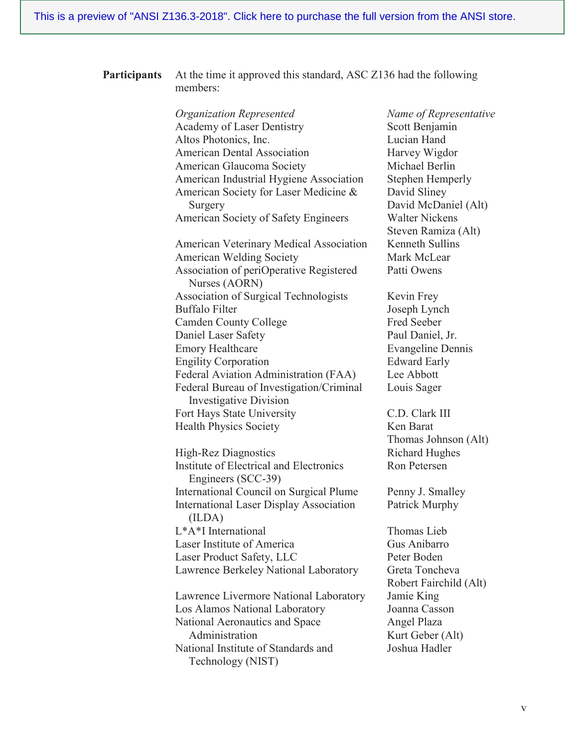This is a preview of "ANSI Z136.3-2018". Click here to purchase the full version from the ANSI store.

**Participants** At the time it approved this standard, ASC Z136 had the following members:

| *Organization Represented* | *Name of Representative* |
|---|---|
| Academy of Laser Dentistry | Scott Benjamin |
| Altos Photonics, Inc. | Lucian Hand |
| American Dental Association | Harvey Wigdor |
| American Glaucoma Society | Michael Berlin |
| American Industrial Hygiene Association | Stephen Hemperly |
| American Society for Laser Medicine & Surgery | David Sliney |
| | David McDaniel (Alt) |
| American Society of Safety Engineers | Walter Nickens |
| | Steven Ramiza (Alt) |
| American Veterinary Medical Association | Kenneth Sullins |
| American Welding Society | Mark McLear |
| Association of periOperative Registered Nurses (AORN) | Patti Owens |
| Association of Surgical Technologists | Kevin Frey |
| Buffalo Filter | Joseph Lynch |
| Camden County College | Fred Seeber |
| Daniel Laser Safety | Paul Daniel, Jr. |
| Emory Healthcare | Evangeline Dennis |
| Engility Corporation | Edward Early |
| Federal Aviation Administration (FAA) | Lee Abbott |
| Federal Bureau of Investigation/Criminal Investigative Division | Louis Sager |
| Fort Hays State University | C.D. Clark III |
| Health Physics Society | Ken Barat |
| | Thomas Johnson (Alt) |
| High-Rez Diagnostics | Richard Hughes |
| Institute of Electrical and Electronics Engineers (SCC-39) | Ron Petersen |
| International Council on Surgical Plume | Penny J. Smalley |
| International Laser Display Association (ILDA) | Patrick Murphy |
| L*A*I International | Thomas Lieb |
| Laser Institute of America | Gus Anibarro |
| Laser Product Safety, LLC | Peter Boden |
| Lawrence Berkeley National Laboratory | Greta Toncheva |
| | Robert Fairchild (Alt) |
| Lawrence Livermore National Laboratory | Jamie King |
| Los Alamos National Laboratory | Joanna Casson |
| National Aeronautics and Space Administration | Angel Plaza |
| | Kurt Geber (Alt) |
| National Institute of Standards and Technology (NIST) | Joshua Hadler |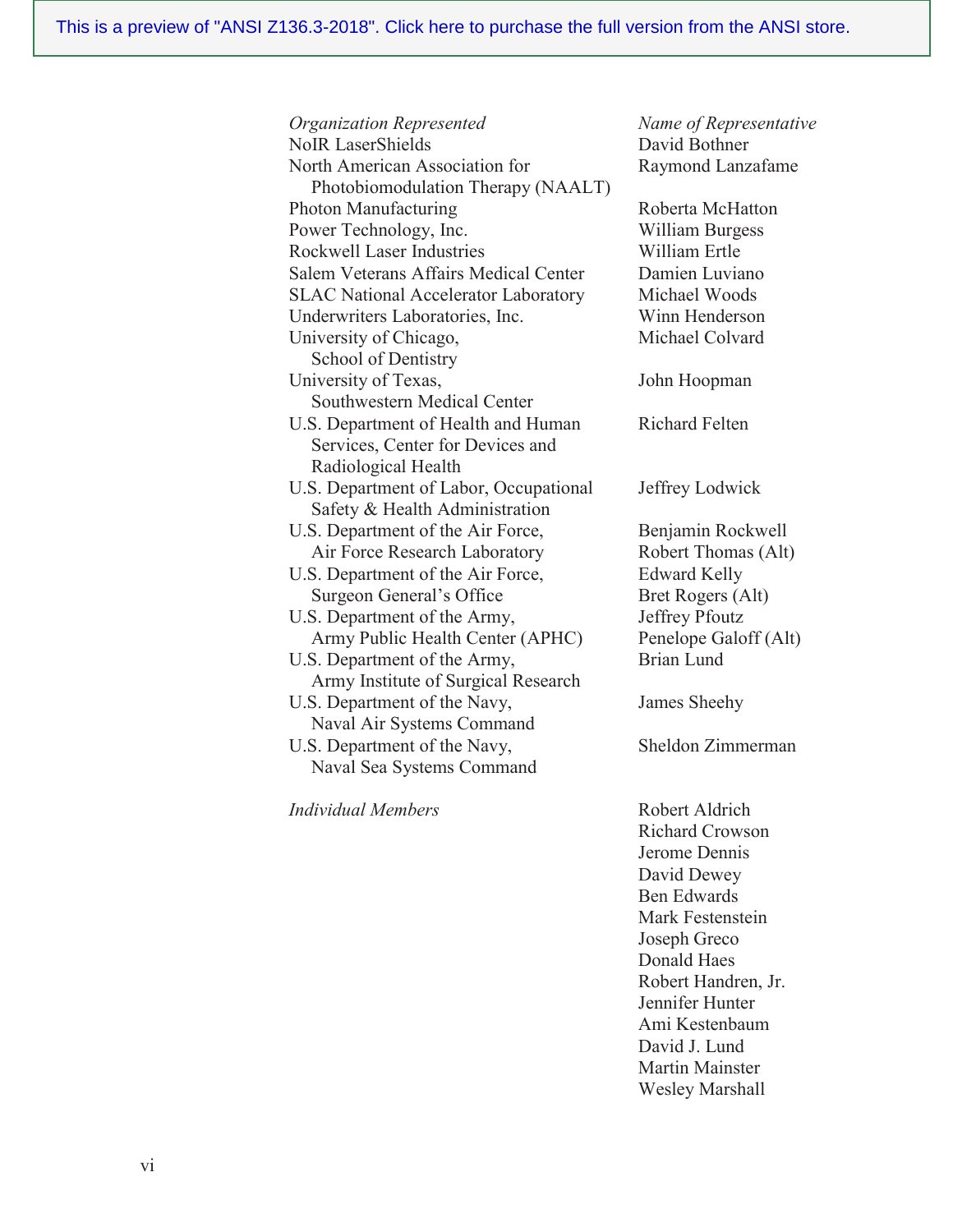| *Organization Represented* | *Name of Representative* |
|---|---|
| NoIR LaserShields | David Bothner |
| North American Association for Photobiomodulation Therapy (NAALT) | Raymond Lanzafame |
| Photon Manufacturing | Roberta McHatton |
| Power Technology, Inc. | William Burgess |
| Rockwell Laser Industries | William Ertle |
| Salem Veterans Affairs Medical Center | Damien Luviano |
| SLAC National Accelerator Laboratory | Michael Woods |
| Underwriters Laboratories, Inc. | Winn Henderson |
| University of Chicago, School of Dentistry | Michael Colvard |
| University of Texas, Southwestern Medical Center | John Hoopman |
| U.S. Department of Health and Human Services, Center for Devices and Radiological Health | Richard Felten |
| U.S. Department of Labor, Occupational Safety & Health Administration | Jeffrey Lodwick |
| U.S. Department of the Air Force, Air Force Research Laboratory | Benjamin Rockwell<br>Robert Thomas (Alt) |
| U.S. Department of the Air Force, Surgeon General's Office | Edward Kelly<br>Bret Rogers (Alt) |
| U.S. Department of the Army, Army Public Health Center (APHC) | Jeffrey Pfoutz<br>Penelope Galoff (Alt) |
| U.S. Department of the Army, Army Institute of Surgical Research | Brian Lund |
| U.S. Department of the Navy, Naval Air Systems Command | James Sheehy |
| U.S. Department of the Navy, Naval Sea Systems Command | Sheldon Zimmerman |
| *Individual Members* | Robert Aldrich<br>Richard Crowson<br>Jerome Dennis<br>David Dewey<br>Ben Edwards<br>Mark Festenstein<br>Joseph Greco<br>Donald Haes<br>Robert Handren, Jr.<br>Jennifer Hunter<br>Ami Kestenbaum<br>David J. Lund<br>Martin Mainster<br>Wesley Marshall |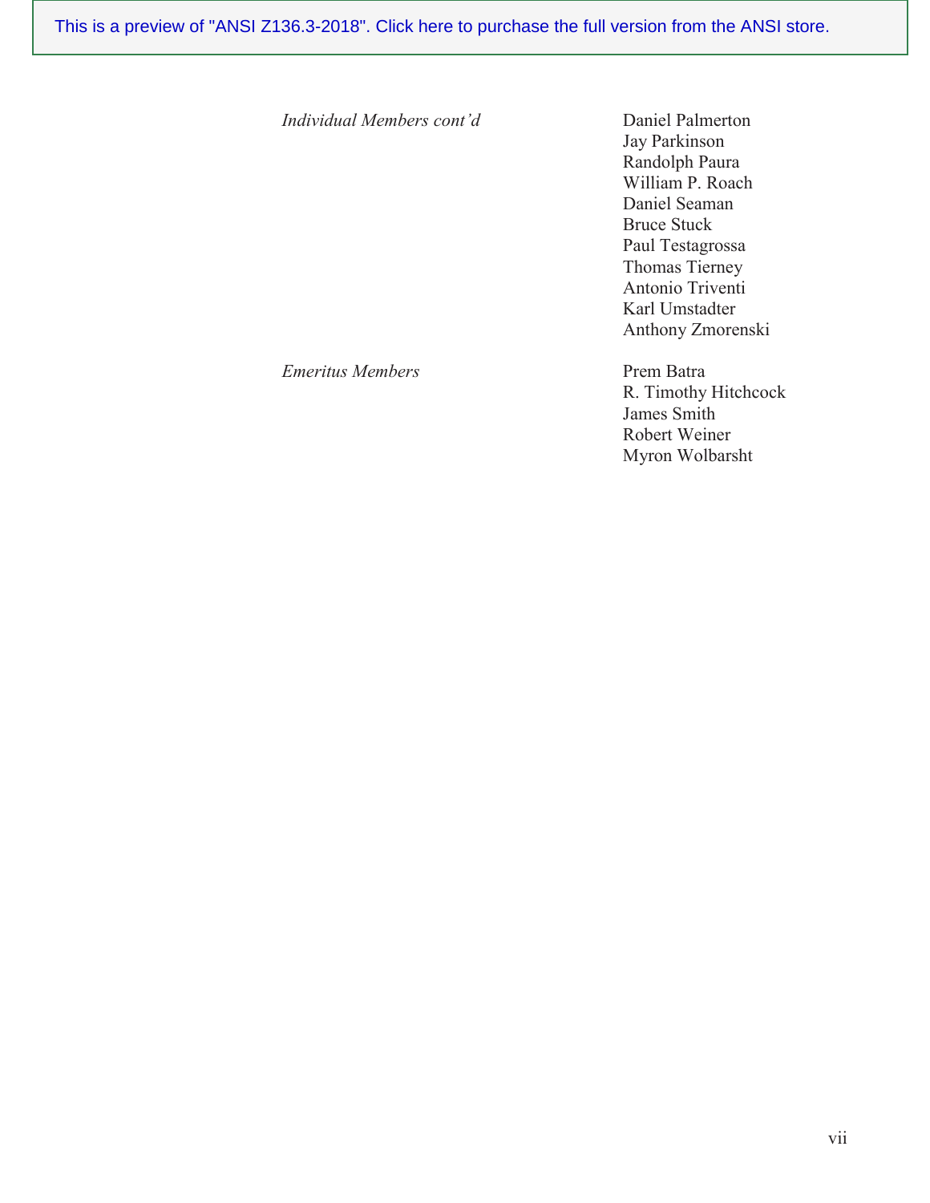| | |
|---|---|
| *Individual Members cont'd* | Daniel Palmerton<br>Jay Parkinson<br>Randolph Paura<br>William P. Roach<br>Daniel Seaman<br>Bruce Stuck<br>Paul Testagrossa<br>Thomas Tierney<br>Antonio Triventi<br>Karl Umstadter<br>Anthony Zmorenski |
| *Emeritus Members* | Prem Batra<br>R. Timothy Hitchcock<br>James Smith<br>Robert Weiner<br>Myron Wolbarsht |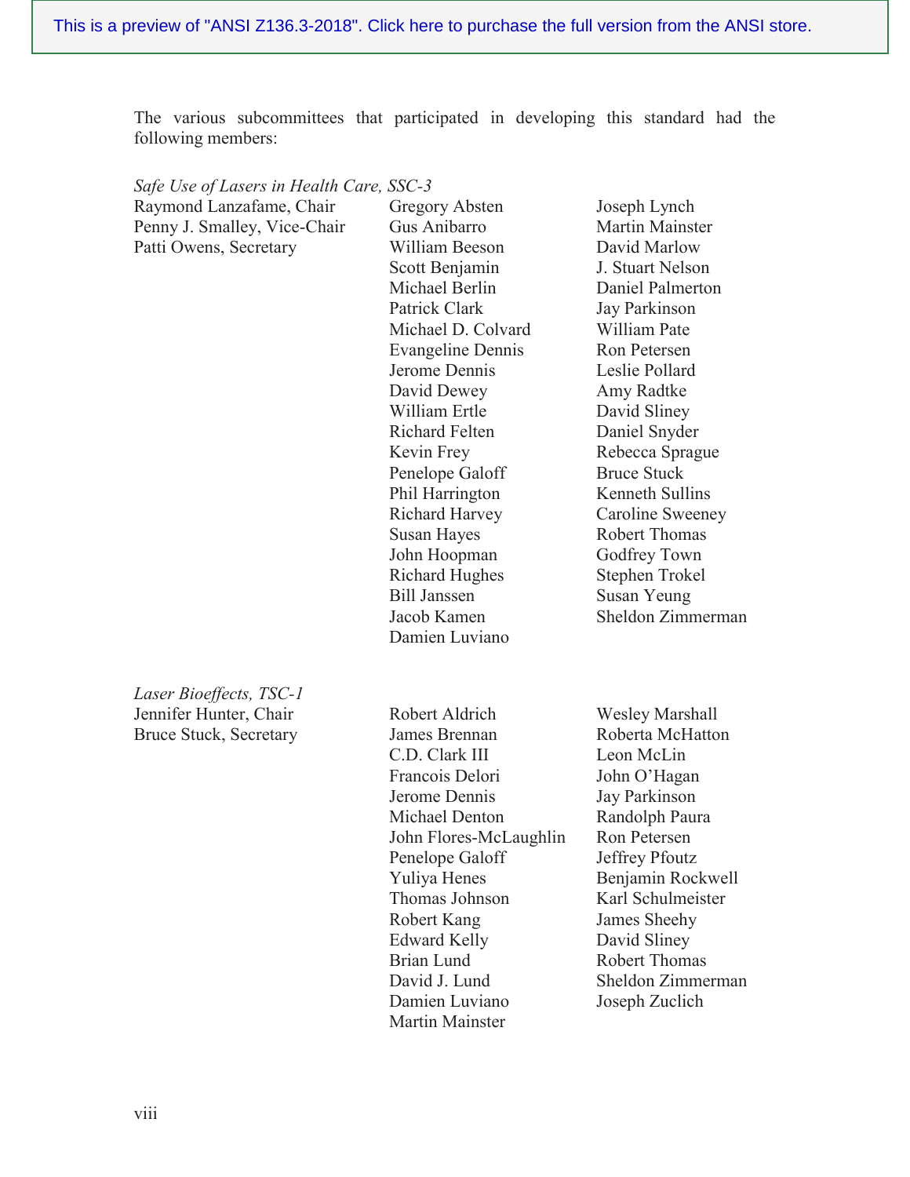The various subcommittees that participated in developing this standard had the following members:

*Safe Use of Lasers in Health Care, SSC-3*

Raymond Lanzafame, Chair
Penny J. Smalley, Vice-Chair
Patti Owens, Secretary

Gregory Absten
Gus Anibarro
William Beeson
Scott Benjamin
Michael Berlin
Patrick Clark
Michael D. Colvard
Evangeline Dennis
Jerome Dennis
David Dewey
William Ertle
Richard Felten
Kevin Frey
Penelope Galoff
Phil Harrington
Richard Harvey
Susan Hayes
John Hoopman
Richard Hughes
Bill Janssen
Jacob Kamen
Damien Luviano
Joseph Lynch
Martin Mainster
David Marlow
J. Stuart Nelson
Daniel Palmerton
Jay Parkinson
William Pate
Ron Petersen
Leslie Pollard
Amy Radtke
David Sliney
Daniel Snyder
Rebecca Sprague
Bruce Stuck
Kenneth Sullins
Caroline Sweeney
Robert Thomas
Godfrey Town
Stephen Trokel
Susan Yeung
Sheldon Zimmerman

*Laser Bioeffects, TSC-1*

Jennifer Hunter, Chair
Bruce Stuck, Secretary

Robert Aldrich
James Brennan
C.D. Clark III
Francois Delori
Jerome Dennis
Michael Denton
John Flores-McLaughlin
Penelope Galoff
Yuliya Henes
Thomas Johnson
Robert Kang
Edward Kelly
Brian Lund
David J. Lund
Damien Luviano
Martin Mainster
Wesley Marshall
Roberta McHatton
Leon McLin
John O'Hagan
Jay Parkinson
Randolph Paura
Ron Petersen
Jeffrey Pfoutz
Benjamin Rockwell
Karl Schulmeister
James Sheehy
David Sliney
Robert Thomas
Sheldon Zimmerman
Joseph Zuclich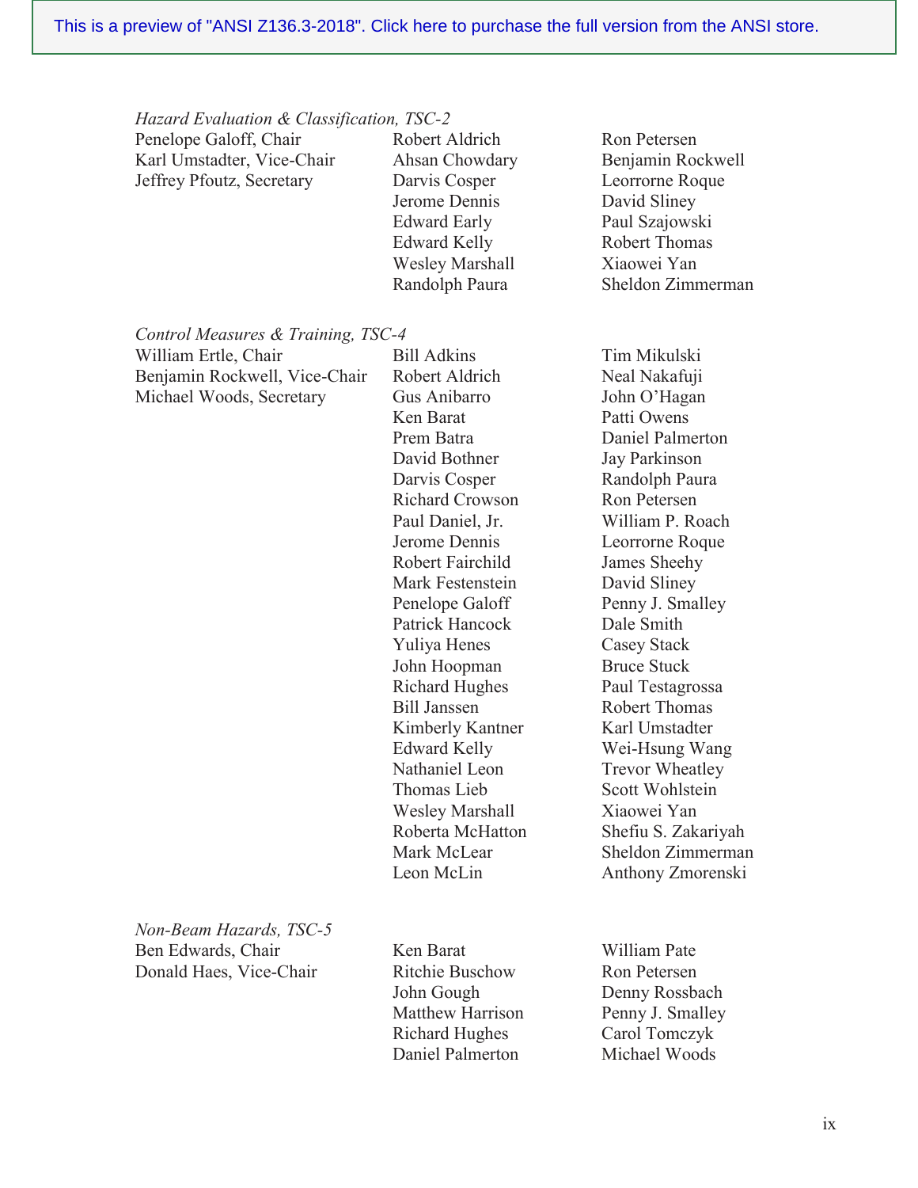This is a preview of "ANSI Z136.3-2018". Click here to purchase the full version from the ANSI store.

*Hazard Evaluation & Classification, TSC-2*

Penelope Galoff, Chair
Karl Umstadter, Vice-Chair
Jeffrey Pfoutz, Secretary

Robert Aldrich
Ahsan Chowdary
Darvis Cosper
Jerome Dennis
Edward Early
Edward Kelly
Wesley Marshall
Randolph Paura
Ron Petersen
Benjamin Rockwell
Leorrorne Roque
David Sliney
Paul Szajowski
Robert Thomas
Xiaowei Yan
Sheldon Zimmerman

*Control Measures & Training, TSC-4*

William Ertle, Chair
Benjamin Rockwell, Vice-Chair
Michael Woods, Secretary

Bill Adkins
Robert Aldrich
Gus Anibarro
Ken Barat
Prem Batra
David Bothner
Darvis Cosper
Richard Crowson
Paul Daniel, Jr.
Jerome Dennis
Robert Fairchild
Mark Festenstein
Penelope Galoff
Patrick Hancock
Yuliya Henes
John Hoopman
Richard Hughes
Bill Janssen
Kimberly Kantner
Edward Kelly
Nathaniel Leon
Thomas Lieb
Wesley Marshall
Roberta McHatton
Mark McLear
Leon McLin
Tim Mikulski
Neal Nakafuji
John O'Hagan
Patti Owens
Daniel Palmerton
Jay Parkinson
Randolph Paura
Ron Petersen
William P. Roach
Leorrorne Roque
James Sheehy
David Sliney
Penny J. Smalley
Dale Smith
Casey Stack
Bruce Stuck
Paul Testagrossa
Robert Thomas
Karl Umstadter
Wei-Hsung Wang
Trevor Wheatley
Scott Wohlstein
Xiaowei Yan
Shefiu S. Zakariyah
Sheldon Zimmerman
Anthony Zmorenski

*Non-Beam Hazards, TSC-5*

Ben Edwards, Chair
Donald Haes, Vice-Chair

Ken Barat
Ritchie Buschow
John Gough
Matthew Harrison
Richard Hughes
Daniel Palmerton
William Pate
Ron Petersen
Denny Rossbach
Penny J. Smalley
Carol Tomczyk
Michael Woods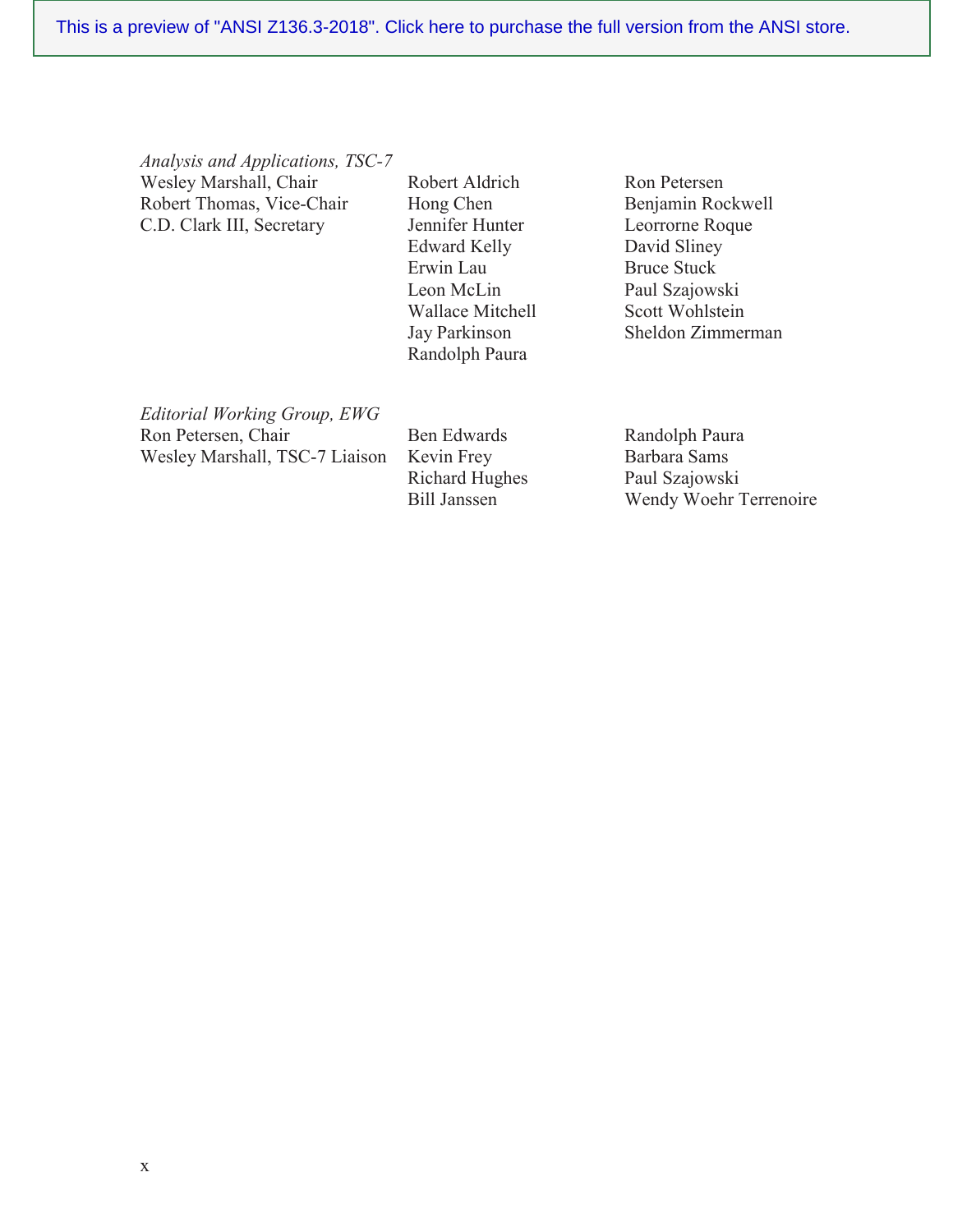*Analysis and Applications, TSC-7*

Wesley Marshall, Chair
Robert Thomas, Vice-Chair
C.D. Clark III, Secretary

Robert Aldrich
Hong Chen
Jennifer Hunter
Edward Kelly
Erwin Lau
Leon McLin
Wallace Mitchell
Jay Parkinson
Randolph Paura
Ron Petersen
Benjamin Rockwell
Leorrorne Roque
David Sliney
Bruce Stuck
Paul Szajowski
Scott Wohlstein
Sheldon Zimmerman

*Editorial Working Group, EWG*

Ron Petersen, Chair
Wesley Marshall, TSC-7 Liaison

Ben Edwards
Kevin Frey
Richard Hughes
Bill Janssen
Randolph Paura
Barbara Sams
Paul Szajowski
Wendy Woehr Terrenoire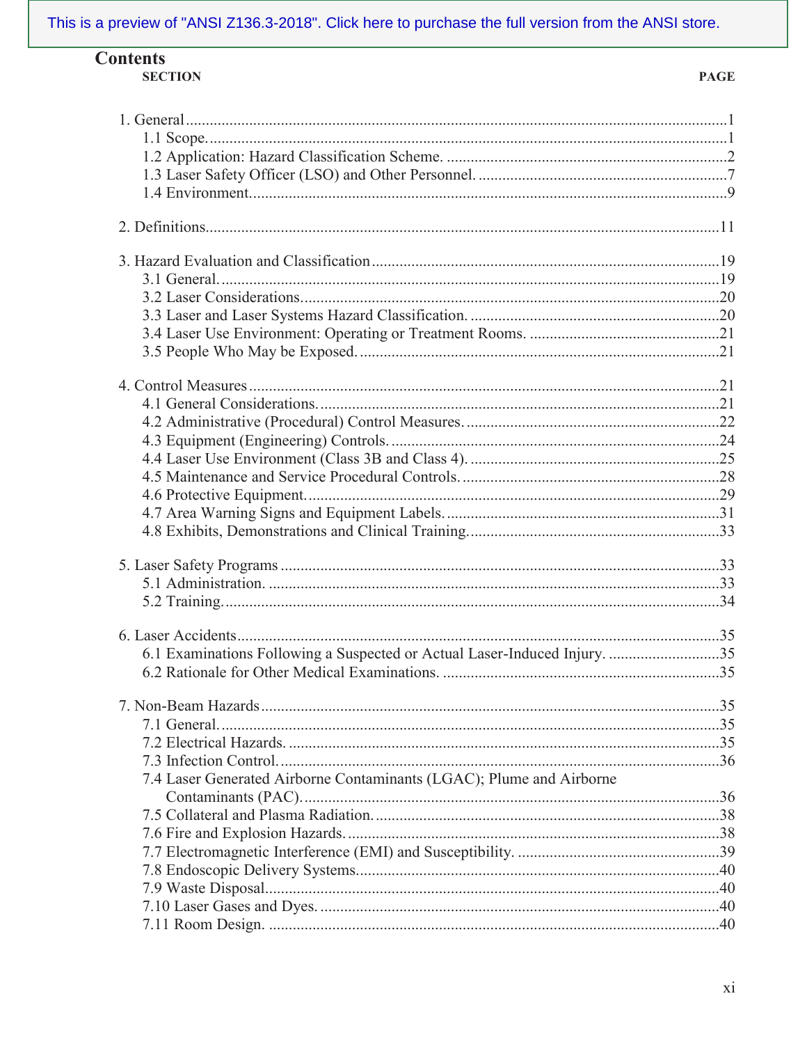This is a preview of "ANSI Z136.3-2018". Click here to purchase the full version from the ANSI store.

## Contents

| SECTION | PAGE |
|---|---|
| 1. General | 1 |
| 1.1 Scope. | 1 |
| 1.2 Application: Hazard Classification Scheme. | 2 |
| 1.3 Laser Safety Officer (LSO) and Other Personnel. | 7 |
| 1.4 Environment. | 9 |
| 2. Definitions | 11 |
| 3. Hazard Evaluation and Classification | 19 |
| 3.1 General. | 19 |
| 3.2 Laser Considerations. | 20 |
| 3.3 Laser and Laser Systems Hazard Classification. | 20 |
| 3.4 Laser Use Environment: Operating or Treatment Rooms. | 21 |
| 3.5 People Who May be Exposed. | 21 |
| 4. Control Measures | 21 |
| 4.1 General Considerations. | 21 |
| 4.2 Administrative (Procedural) Control Measures. | 22 |
| 4.3 Equipment (Engineering) Controls. | 24 |
| 4.4 Laser Use Environment (Class 3B and Class 4). | 25 |
| 4.5 Maintenance and Service Procedural Controls. | 28 |
| 4.6 Protective Equipment. | 29 |
| 4.7 Area Warning Signs and Equipment Labels. | 31 |
| 4.8 Exhibits, Demonstrations and Clinical Training. | 33 |
| 5. Laser Safety Programs | 33 |
| 5.1 Administration. | 33 |
| 5.2 Training. | 34 |
| 6. Laser Accidents | 35 |
| 6.1 Examinations Following a Suspected or Actual Laser-Induced Injury. | 35 |
| 6.2 Rationale for Other Medical Examinations. | 35 |
| 7. Non-Beam Hazards | 35 |
| 7.1 General. | 35 |
| 7.2 Electrical Hazards. | 35 |
| 7.3 Infection Control. | 36 |
| 7.4 Laser Generated Airborne Contaminants (LGAC); Plume and Airborne Contaminants (PAC). | 36 |
| 7.5 Collateral and Plasma Radiation. | 38 |
| 7.6 Fire and Explosion Hazards. | 38 |
| 7.7 Electromagnetic Interference (EMI) and Susceptibility. | 39 |
| 7.8 Endoscopic Delivery Systems. | 40 |
| 7.9 Waste Disposal. | 40 |
| 7.10 Laser Gases and Dyes. | 40 |
| 7.11 Room Design. | 40 |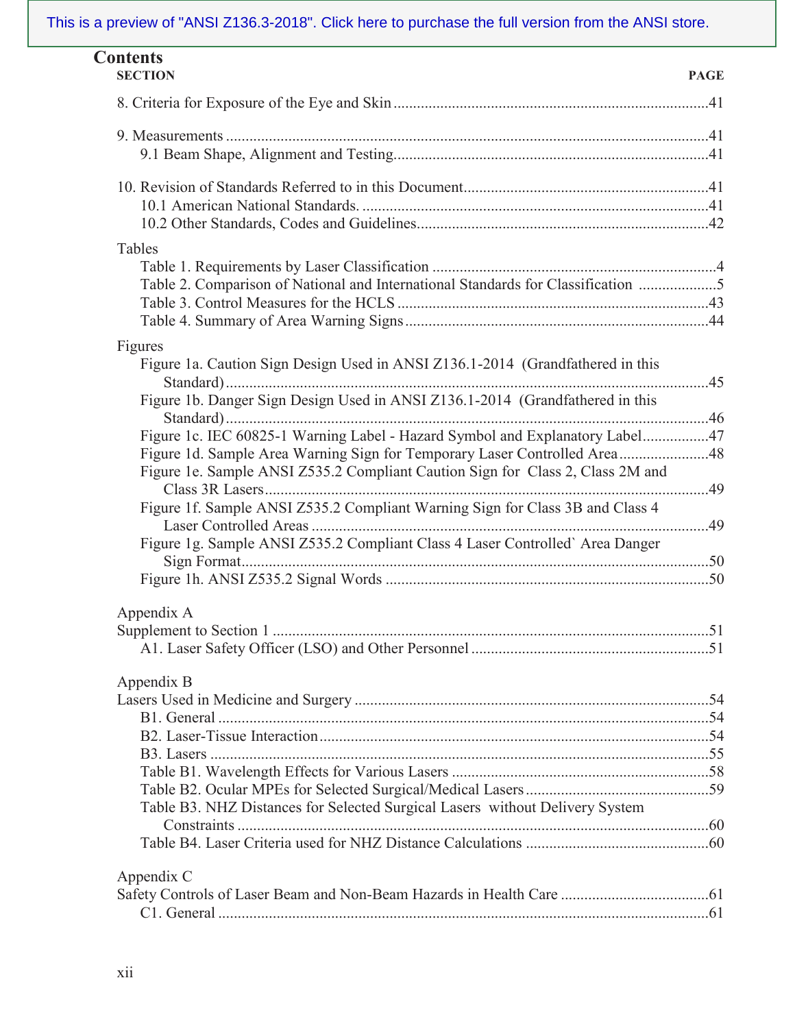This is a preview of "ANSI Z136.3-2018". Click here to purchase the full version from the ANSI store.

## Contents

| SECTION | PAGE |
|---|---|
| 8. Criteria for Exposure of the Eye and Skin | 41 |
| 9. Measurements | 41 |
| 9.1 Beam Shape, Alignment and Testing | 41 |
| 10. Revision of Standards Referred to in this Document | 41 |
| 10.1 American National Standards. | 41 |
| 10.2 Other Standards, Codes and Guidelines | 42 |
| Tables | |
| Table 1. Requirements by Laser Classification | 4 |
| Table 2. Comparison of National and International Standards for Classification | 5 |
| Table 3. Control Measures for the HCLS | 43 |
| Table 4. Summary of Area Warning Signs | 44 |
| Figures | |
| Figure 1a. Caution Sign Design Used in ANSI Z136.1-2014 (Grandfathered in this Standard) | 45 |
| Figure 1b. Danger Sign Design Used in ANSI Z136.1-2014 (Grandfathered in this Standard) | 46 |
| Figure 1c. IEC 60825-1 Warning Label - Hazard Symbol and Explanatory Label | 47 |
| Figure 1d. Sample Area Warning Sign for Temporary Laser Controlled Area | 48 |
| Figure 1e. Sample ANSI Z535.2 Compliant Caution Sign for Class 2, Class 2M and Class 3R Lasers | 49 |
| Figure 1f. Sample ANSI Z535.2 Compliant Warning Sign for Class 3B and Class 4 Laser Controlled Areas | 49 |
| Figure 1g. Sample ANSI Z535.2 Compliant Class 4 Laser Controlled` Area Danger Sign Format | 50 |
| Figure 1h. ANSI Z535.2 Signal Words | 50 |
| Appendix A | |
| Supplement to Section 1 | 51 |
| A1. Laser Safety Officer (LSO) and Other Personnel | 51 |
| Appendix B | |
| Lasers Used in Medicine and Surgery | 54 |
| B1. General | 54 |
| B2. Laser-Tissue Interaction | 54 |
| B3. Lasers | 55 |
| Table B1. Wavelength Effects for Various Lasers | 58 |
| Table B2. Ocular MPEs for Selected Surgical/Medical Lasers | 59 |
| Table B3. NHZ Distances for Selected Surgical Lasers without Delivery System Constraints | 60 |
| Table B4. Laser Criteria used for NHZ Distance Calculations | 60 |
| Appendix C | |
| Safety Controls of Laser Beam and Non-Beam Hazards in Health Care | 61 |
| C1. General | 61 |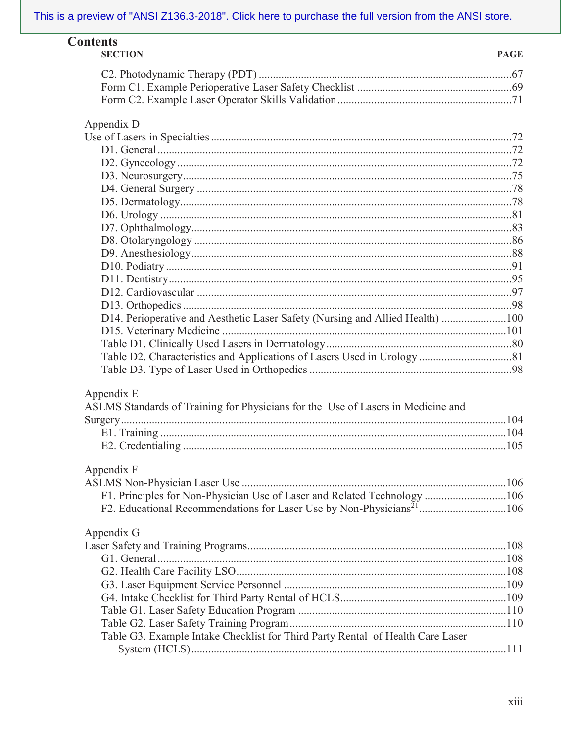## Contents

| SECTION | PAGE |
|---|---|
| C2. Photodynamic Therapy (PDT) | 67 |
| Form C1. Example Perioperative Laser Safety Checklist | 69 |
| Form C2. Example Laser Operator Skills Validation | 71 |
| | |
| **Appendix D** | |
| Use of Lasers in Specialties | 72 |
| D1. General | 72 |
| D2. Gynecology | 72 |
| D3. Neurosurgery | 75 |
| D4. General Surgery | 78 |
| D5. Dermatology | 78 |
| D6. Urology | 81 |
| D7. Ophthalmology | 83 |
| D8. Otolaryngology | 86 |
| D9. Anesthesiology | 88 |
| D10. Podiatry | 91 |
| D11. Dentistry | 95 |
| D12. Cardiovascular | 97 |
| D13. Orthopedics | 98 |
| D14. Perioperative and Aesthetic Laser Safety (Nursing and Allied Health) | 100 |
| D15. Veterinary Medicine | 101 |
| Table D1. Clinically Used Lasers in Dermatology | 80 |
| Table D2. Characteristics and Applications of Lasers Used in Urology | 81 |
| Table D3. Type of Laser Used in Orthopedics | 98 |
| | |
| **Appendix E** | |
| ASLMS Standards of Training for Physicians for the Use of Lasers in Medicine and Surgery | 104 |
| E1. Training | 104 |
| E2. Credentialing | 105 |
| | |
| **Appendix F** | |
| ASLMS Non-Physician Laser Use | 106 |
| F1. Principles for Non-Physician Use of Laser and Related Technology | 106 |
| F2. Educational Recommendations for Laser Use by Non-Physicians[21] | 106 |
| | |
| **Appendix G** | |
| Laser Safety and Training Programs | 108 |
| G1. General | 108 |
| G2. Health Care Facility LSO | 108 |
| G3. Laser Equipment Service Personnel | 109 |
| G4. Intake Checklist for Third Party Rental of HCLS | 109 |
| Table G1. Laser Safety Education Program | 110 |
| Table G2. Laser Safety Training Program | 110 |
| Table G3. Example Intake Checklist for Third Party Rental of Health Care Laser System (HCLS) | 111 |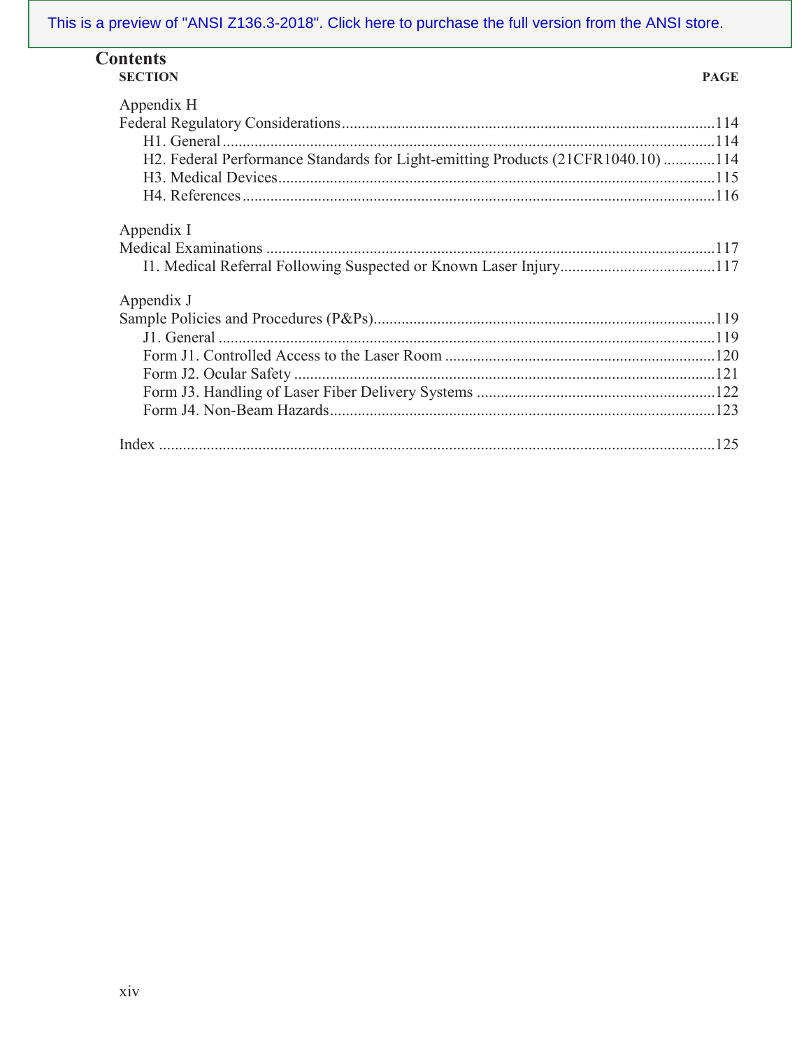## Contents

| SECTION | PAGE |
|---|---|
| Appendix H | |
| Federal Regulatory Considerations | 114 |
| H1. General | 114 |
| H2. Federal Performance Standards for Light-emitting Products (21CFR1040.10) | 114 |
| H3. Medical Devices | 115 |
| H4. References | 116 |
| Appendix I | |
| Medical Examinations | 117 |
| I1. Medical Referral Following Suspected or Known Laser Injury | 117 |
| Appendix J | |
| Sample Policies and Procedures (P&Ps) | 119 |
| J1. General | 119 |
| Form J1. Controlled Access to the Laser Room | 120 |
| Form J2. Ocular Safety | 121 |
| Form J3. Handling of Laser Fiber Delivery Systems | 122 |
| Form J4. Non-Beam Hazards | 123 |
| Index | 125 |